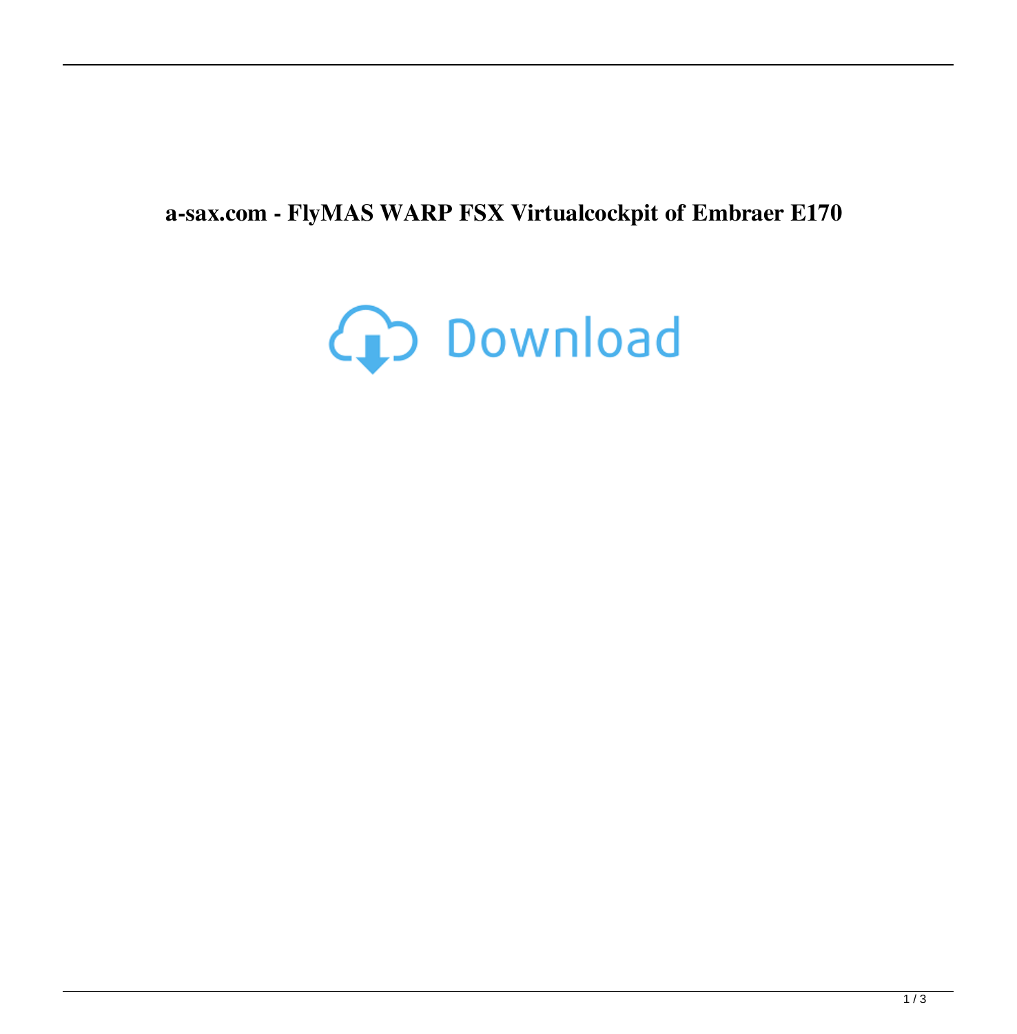**a-sax.com - FlyMAS WARP FSX Virtualcockpit of Embraer E170**

Download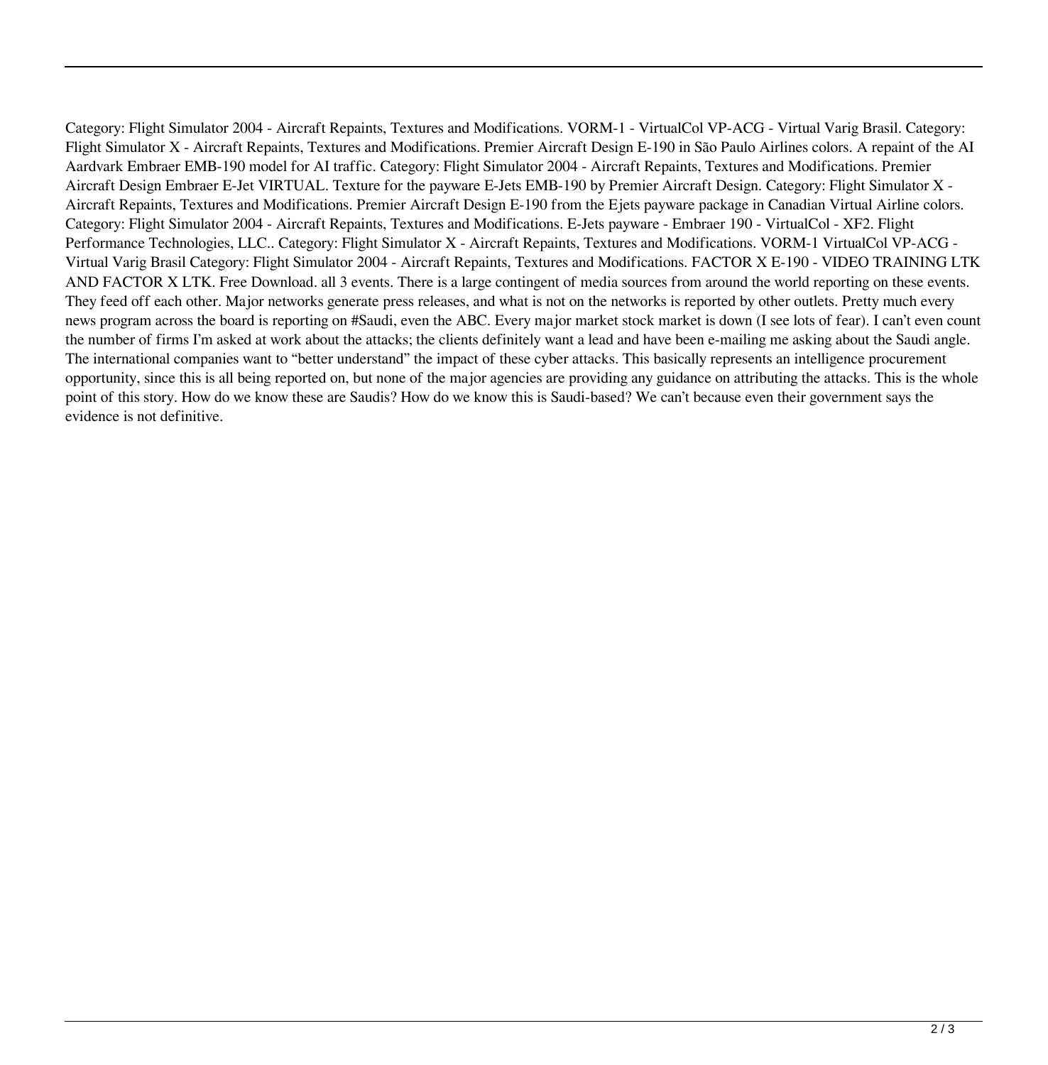Category: Flight Simulator 2004 - Aircraft Repaints, Textures and Modifications. VORM-1 - VirtualCol VP-ACG - Virtual Varig Brasil. Category: Flight Simulator X - Aircraft Repaints, Textures and Modifications. Premier Aircraft Design E-190 in São Paulo Airlines colors. A repaint of the AI Aardvark Embraer EMB-190 model for AI traffic. Category: Flight Simulator 2004 - Aircraft Repaints, Textures and Modifications. Premier Aircraft Design Embraer E-Jet VIRTUAL. Texture for the payware E-Jets EMB-190 by Premier Aircraft Design. Category: Flight Simulator X - Aircraft Repaints, Textures and Modifications. Premier Aircraft Design E-190 from the Ejets payware package in Canadian Virtual Airline colors. Category: Flight Simulator 2004 - Aircraft Repaints, Textures and Modifications. E-Jets payware - Embraer 190 - VirtualCol - XF2. Flight Performance Technologies, LLC.. Category: Flight Simulator X - Aircraft Repaints, Textures and Modifications. VORM-1 VirtualCol VP-ACG - Virtual Varig Brasil Category: Flight Simulator 2004 - Aircraft Repaints, Textures and Modifications. FACTOR X E-190 - VIDEO TRAINING LTK AND FACTOR X LTK. Free Download. all 3 events. There is a large contingent of media sources from around the world reporting on these events. They feed off each other. Major networks generate press releases, and what is not on the networks is reported by other outlets. Pretty much every news program across the board is reporting on #Saudi, even the ABC. Every major market stock market is down (I see lots of fear). I can't even count the number of firms I'm asked at work about the attacks; the clients definitely want a lead and have been e-mailing me asking about the Saudi angle. The international companies want to "better understand" the impact of these cyber attacks. This basically represents an intelligence procurement opportunity, since this is all being reported on, but none of the major agencies are providing any guidance on attributing the attacks. This is the whole point of this story. How do we know these are Saudis? How do we know this is Saudi-based? We can't because even their government says the evidence is not definitive.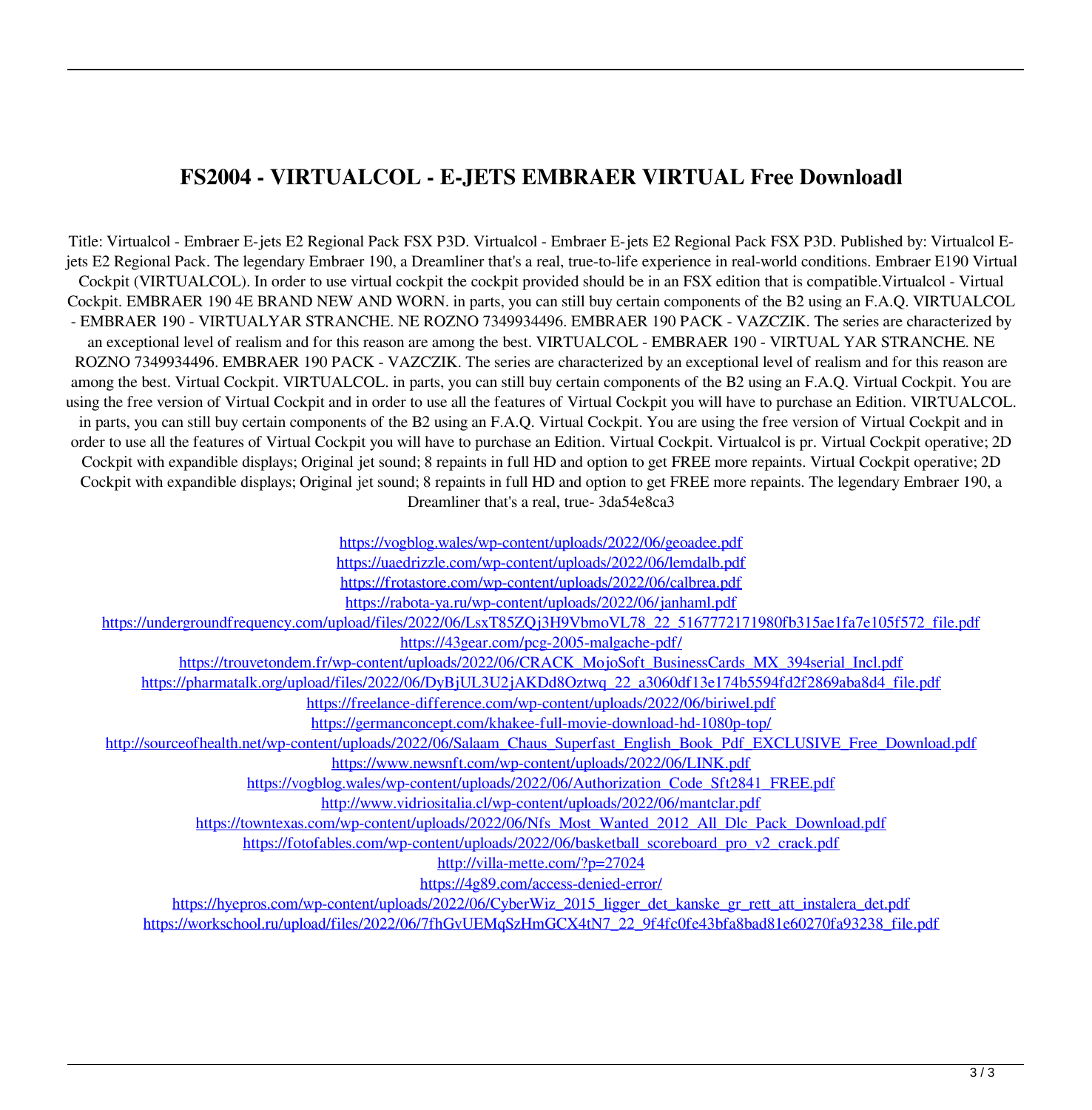# FS2004 - VIRTUALCOL - E-JETS EMBRAER VIRTUAL Free Downloadl

Title: Virtualcol - Embraer E-jets E2 Regional Pack FSX P3D. Virtualcol - Embraer E-jets E2 Regional Pack FSX P3D. Published by: Virtualcol E-jets E2 Regional Pack. The legendary Embraer 190, a Dreamliner that's a real, true-to-life experience in real-world conditions. Embraer E190 Virtual Cockpit (VIRTUALCOL). In order to use virtual cockpit the cockpit provided should be in an FSX edition that is compatible.Virtualcol - Virtual Cockpit. EMBRAER 190 4E BRAND NEW AND WORN. in parts, you can still buy certain components of the B2 using an F.A.Q. VIRTUALCOL - EMBRAER 190 - VIRTUALYAR STRANCHE. NE ROZNO 7349934496. EMBRAER 190 PACK - VAZCZIK. The series are characterized by an exceptional level of realism and for this reason are among the best. VIRTUALCOL - EMBRAER 190 - VIRTUAL YAR STRANCHE. NE ROZNO 7349934496. EMBRAER 190 PACK - VAZCZIK. The series are characterized by an exceptional level of realism and for this reason are among the best. Virtual Cockpit. VIRTUALCOL. in parts, you can still buy certain components of the B2 using an F.A.Q. Virtual Cockpit. You are using the free version of Virtual Cockpit and in order to use all the features of Virtual Cockpit you will have to purchase an Edition. VIRTUALCOL. in parts, you can still buy certain components of the B2 using an F.A.Q. Virtual Cockpit. You are using the free version of Virtual Cockpit and in order to use all the features of Virtual Cockpit you will have to purchase an Edition. Virtual Cockpit. Virtualcol is pr. Virtual Cockpit operative; 2D Cockpit with expandible displays; Original jet sound; 8 repaints in full HD and option to get FREE more repaints. Virtual Cockpit operative; 2D Cockpit with expandible displays; Original jet sound; 8 repaints in full HD and option to get FREE more repaints. The legendary Embraer 190, a Dreamliner that's a real, true- 3da54e8ca3

https://vogblog.wales/wp-content/uploads/2022/06/geoadee.pdf
https://uaedrizzle.com/wp-content/uploads/2022/06/lemdalb.pdf
https://frotastore.com/wp-content/uploads/2022/06/calbrea.pdf
https://rabota-ya.ru/wp-content/uploads/2022/06/janhaml.pdf
https://undergroundfrequency.com/upload/files/2022/06/LsxT85ZQj3H9VbmoVL78_22_5167772171980fb315ae1fa7e105f572_file.pdf
https://43gear.com/pcg-2005-malgache-pdf/
https://trouvetondem.fr/wp-content/uploads/2022/06/CRACK_MojoSoft_BusinessCards_MX_394serial_Incl.pdf
https://pharmatalk.org/upload/files/2022/06/DyBjUL3U2jAKDd8Oztwq_22_a3060df13e174b5594fd2f2869aba8d4_file.pdf
https://freelance-difference.com/wp-content/uploads/2022/06/biriwel.pdf
https://germanconcept.com/khakee-full-movie-download-hd-1080p-top/
http://sourceofhealth.net/wp-content/uploads/2022/06/Salaam_Chaus_Superfast_English_Book_Pdf_EXCLUSIVE_Free_Download.pdf
https://www.newsnft.com/wp-content/uploads/2022/06/LINK.pdf
https://vogblog.wales/wp-content/uploads/2022/06/Authorization_Code_Sft2841_FREE.pdf
http://www.vidriositalia.cl/wp-content/uploads/2022/06/mantclar.pdf
https://towntexas.com/wp-content/uploads/2022/06/Nfs_Most_Wanted_2012_All_Dlc_Pack_Download.pdf
https://fotofables.com/wp-content/uploads/2022/06/basketball_scoreboard_pro_v2_crack.pdf
http://villa-mette.com/?p=27024
https://4g89.com/access-denied-error/
https://hyepros.com/wp-content/uploads/2022/06/CyberWiz_2015_ligger_det_kanske_gr_rett_att_instalera_det.pdf
https://workschool.ru/upload/files/2022/06/7fhGvUEMqSzHmGCX4tN7_22_9f4fc0fe43bfa8bad81e60270fa93238_file.pdf